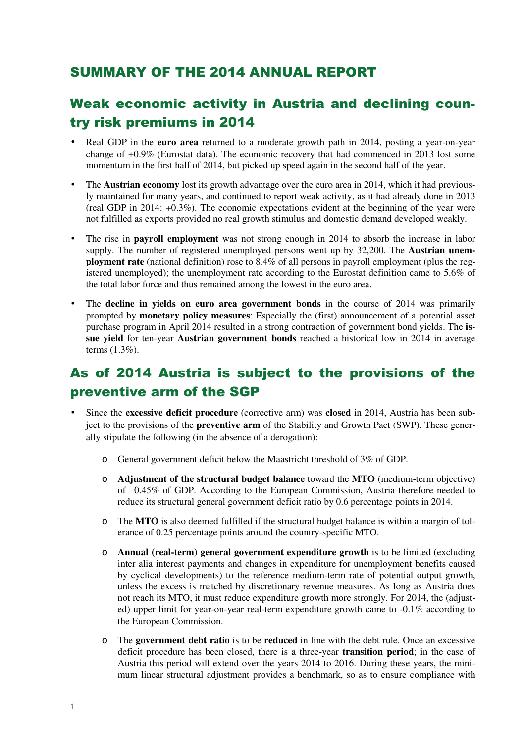# SUMMARY OF THE 2014 ANNUAL REPORT

## Weak economic activity in Austria and declining country risk premiums in 2014

- Real GDP in the **euro area** returned to a moderate growth path in 2014, posting a year-on-year change of +0.9% (Eurostat data). The economic recovery that had commenced in 2013 lost some momentum in the first half of 2014, but picked up speed again in the second half of the year.
- The **Austrian economy** lost its growth advantage over the euro area in 2014, which it had previously maintained for many years, and continued to report weak activity, as it had already done in 2013 (real GDP in 2014: +0.3%). The economic expectations evident at the beginning of the year were not fulfilled as exports provided no real growth stimulus and domestic demand developed weakly.
- The rise in **payroll employment** was not strong enough in 2014 to absorb the increase in labor supply. The number of registered unemployed persons went up by 32,200. The **Austrian unemployment rate** (national definition) rose to 8.4% of all persons in payroll employment (plus the registered unemployed); the unemployment rate according to the Eurostat definition came to 5.6% of the total labor force and thus remained among the lowest in the euro area.
- The **decline in yields on euro area government bonds** in the course of 2014 was primarily prompted by **monetary policy measures**: Especially the (first) announcement of a potential asset purchase program in April 2014 resulted in a strong contraction of government bond yields. The **issue yield** for ten-year **Austrian government bonds** reached a historical low in 2014 in average terms (1.3%).

## As of 2014 Austria is subject to the provisions of the preventive arm of the SGP

- Since the **excessive deficit procedure** (corrective arm) was **closed** in 2014, Austria has been subject to the provisions of the **preventive arm** of the Stability and Growth Pact (SWP). These generally stipulate the following (in the absence of a derogation):
  - General government deficit below the Maastricht threshold of 3% of GDP.
  - **Adjustment of the structural budget balance** toward the **MTO** (medium-term objective) of –0.45% of GDP. According to the European Commission, Austria therefore needed to reduce its structural general government deficit ratio by 0.6 percentage points in 2014.
  - The **MTO** is also deemed fulfilled if the structural budget balance is within a margin of tolerance of 0.25 percentage points around the country-specific MTO.
  - **Annual (real-term) general government expenditure growth** is to be limited (excluding inter alia interest payments and changes in expenditure for unemployment benefits caused by cyclical developments) to the reference medium-term rate of potential output growth, unless the excess is matched by discretionary revenue measures. As long as Austria does not reach its MTO, it must reduce expenditure growth more strongly. For 2014, the (adjusted) upper limit for year-on-year real-term expenditure growth came to -0.1% according to the European Commission.
  - The **government debt ratio** is to be **reduced** in line with the debt rule. Once an excessive deficit procedure has been closed, there is a three-year **transition period**; in the case of Austria this period will extend over the years 2014 to 2016. During these years, the minimum linear structural adjustment provides a benchmark, so as to ensure compliance with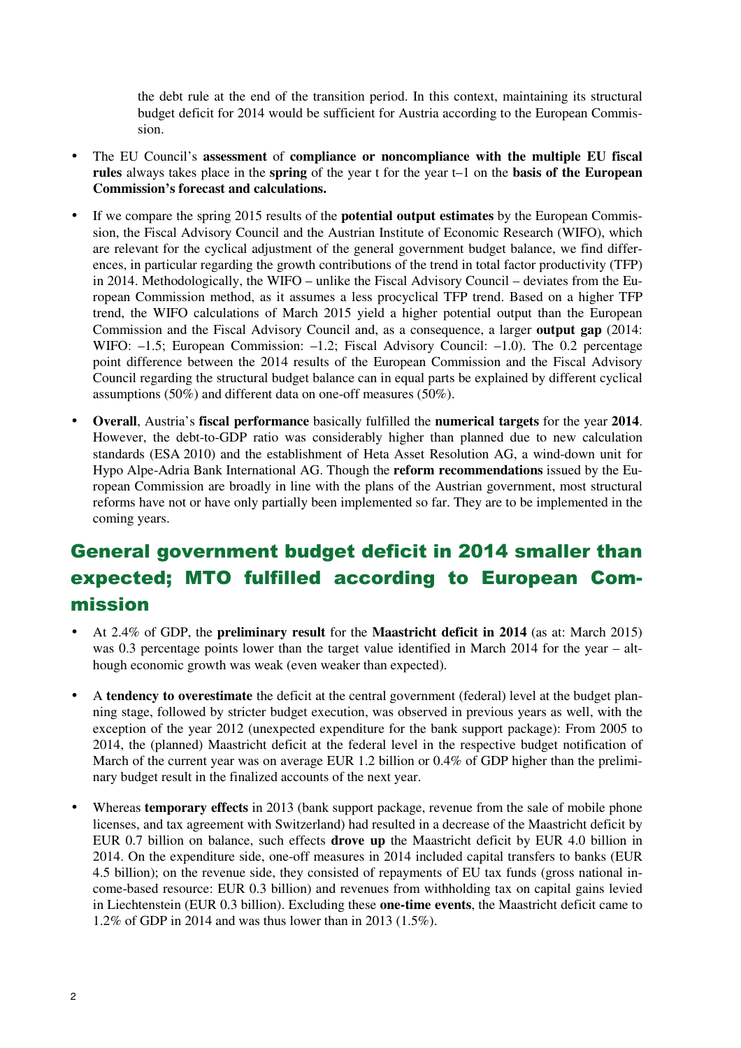the debt rule at the end of the transition period. In this context, maintaining its structural budget deficit for 2014 would be sufficient for Austria according to the European Commission.

- The EU Council's **assessment** of **compliance or noncompliance with the multiple EU fiscal rules** always takes place in the **spring** of the year t for the year t–1 on the **basis of the European Commission's forecast and calculations.**

- If we compare the spring 2015 results of the **potential output estimates** by the European Commission, the Fiscal Advisory Council and the Austrian Institute of Economic Research (WIFO), which are relevant for the cyclical adjustment of the general government budget balance, we find differences, in particular regarding the growth contributions of the trend in total factor productivity (TFP) in 2014. Methodologically, the WIFO – unlike the Fiscal Advisory Council – deviates from the European Commission method, as it assumes a less procyclical TFP trend. Based on a higher TFP trend, the WIFO calculations of March 2015 yield a higher potential output than the European Commission and the Fiscal Advisory Council and, as a consequence, a larger **output gap** (2014: WIFO: –1.5; European Commission: –1.2; Fiscal Advisory Council: –1.0). The 0.2 percentage point difference between the 2014 results of the European Commission and the Fiscal Advisory Council regarding the structural budget balance can in equal parts be explained by different cyclical assumptions (50%) and different data on one-off measures (50%).

- **Overall**, Austria's **fiscal performance** basically fulfilled the **numerical targets** for the year **2014**. However, the debt-to-GDP ratio was considerably higher than planned due to new calculation standards (ESA 2010) and the establishment of Heta Asset Resolution AG, a wind-down unit for Hypo Alpe-Adria Bank International AG. Though the **reform recommendations** issued by the European Commission are broadly in line with the plans of the Austrian government, most structural reforms have not or have only partially been implemented so far. They are to be implemented in the coming years.

## General government budget deficit in 2014 smaller than expected; MTO fulfilled according to European Commission

- At 2.4% of GDP, the **preliminary result** for the **Maastricht deficit in 2014** (as at: March 2015) was 0.3 percentage points lower than the target value identified in March 2014 for the year – although economic growth was weak (even weaker than expected).

- A **tendency to overestimate** the deficit at the central government (federal) level at the budget planning stage, followed by stricter budget execution, was observed in previous years as well, with the exception of the year 2012 (unexpected expenditure for the bank support package): From 2005 to 2014, the (planned) Maastricht deficit at the federal level in the respective budget notification of March of the current year was on average EUR 1.2 billion or 0.4% of GDP higher than the preliminary budget result in the finalized accounts of the next year.

- Whereas **temporary effects** in 2013 (bank support package, revenue from the sale of mobile phone licenses, and tax agreement with Switzerland) had resulted in a decrease of the Maastricht deficit by EUR 0.7 billion on balance, such effects **drove up** the Maastricht deficit by EUR 4.0 billion in 2014. On the expenditure side, one-off measures in 2014 included capital transfers to banks (EUR 4.5 billion); on the revenue side, they consisted of repayments of EU tax funds (gross national income-based resource: EUR 0.3 billion) and revenues from withholding tax on capital gains levied in Liechtenstein (EUR 0.3 billion). Excluding these **one-time events**, the Maastricht deficit came to 1.2% of GDP in 2014 and was thus lower than in 2013 (1.5%).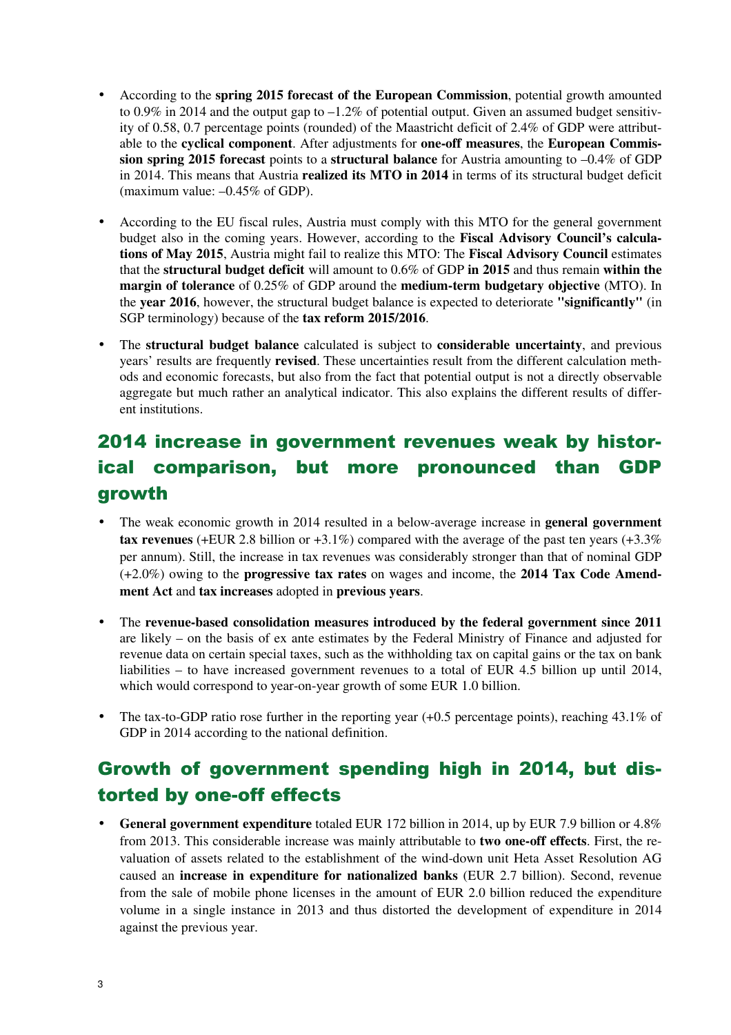- According to the **spring 2015 forecast of the European Commission**, potential growth amounted to 0.9% in 2014 and the output gap to –1.2% of potential output. Given an assumed budget sensitivity of 0.58, 0.7 percentage points (rounded) of the Maastricht deficit of 2.4% of GDP were attributable to the **cyclical component**. After adjustments for **one-off measures**, the **European Commission spring 2015 forecast** points to a **structural balance** for Austria amounting to –0.4% of GDP in 2014. This means that Austria **realized its MTO in 2014** in terms of its structural budget deficit (maximum value: –0.45% of GDP).

- According to the EU fiscal rules, Austria must comply with this MTO for the general government budget also in the coming years. However, according to the **Fiscal Advisory Council's calculations of May 2015**, Austria might fail to realize this MTO: The **Fiscal Advisory Council** estimates that the **structural budget deficit** will amount to 0.6% of GDP **in 2015** and thus remain **within the margin of tolerance** of 0.25% of GDP around the **medium-term budgetary objective** (MTO). In the **year 2016**, however, the structural budget balance is expected to deteriorate **"significantly"** (in SGP terminology) because of the **tax reform 2015/2016**.

- The **structural budget balance** calculated is subject to **considerable uncertainty**, and previous years' results are frequently **revised**. These uncertainties result from the different calculation methods and economic forecasts, but also from the fact that potential output is not a directly observable aggregate but much rather an analytical indicator. This also explains the different results of different institutions.

## 2014 increase in government revenues weak by historical comparison, but more pronounced than GDP growth

- The weak economic growth in 2014 resulted in a below-average increase in **general government tax revenues** (+EUR 2.8 billion or +3.1%) compared with the average of the past ten years (+3.3% per annum). Still, the increase in tax revenues was considerably stronger than that of nominal GDP (+2.0%) owing to the **progressive tax rates** on wages and income, the **2014 Tax Code Amendment Act** and **tax increases** adopted in **previous years**.

- The **revenue-based consolidation measures introduced by the federal government since 2011** are likely – on the basis of ex ante estimates by the Federal Ministry of Finance and adjusted for revenue data on certain special taxes, such as the withholding tax on capital gains or the tax on bank liabilities – to have increased government revenues to a total of EUR 4.5 billion up until 2014, which would correspond to year-on-year growth of some EUR 1.0 billion.

- The tax-to-GDP ratio rose further in the reporting year (+0.5 percentage points), reaching 43.1% of GDP in 2014 according to the national definition.

## Growth of government spending high in 2014, but distorted by one-off effects

- **General government expenditure** totaled EUR 172 billion in 2014, up by EUR 7.9 billion or 4.8% from 2013. This considerable increase was mainly attributable to **two one-off effects**. First, the revaluation of assets related to the establishment of the wind-down unit Heta Asset Resolution AG caused an **increase in expenditure for nationalized banks** (EUR 2.7 billion). Second, revenue from the sale of mobile phone licenses in the amount of EUR 2.0 billion reduced the expenditure volume in a single instance in 2013 and thus distorted the development of expenditure in 2014 against the previous year.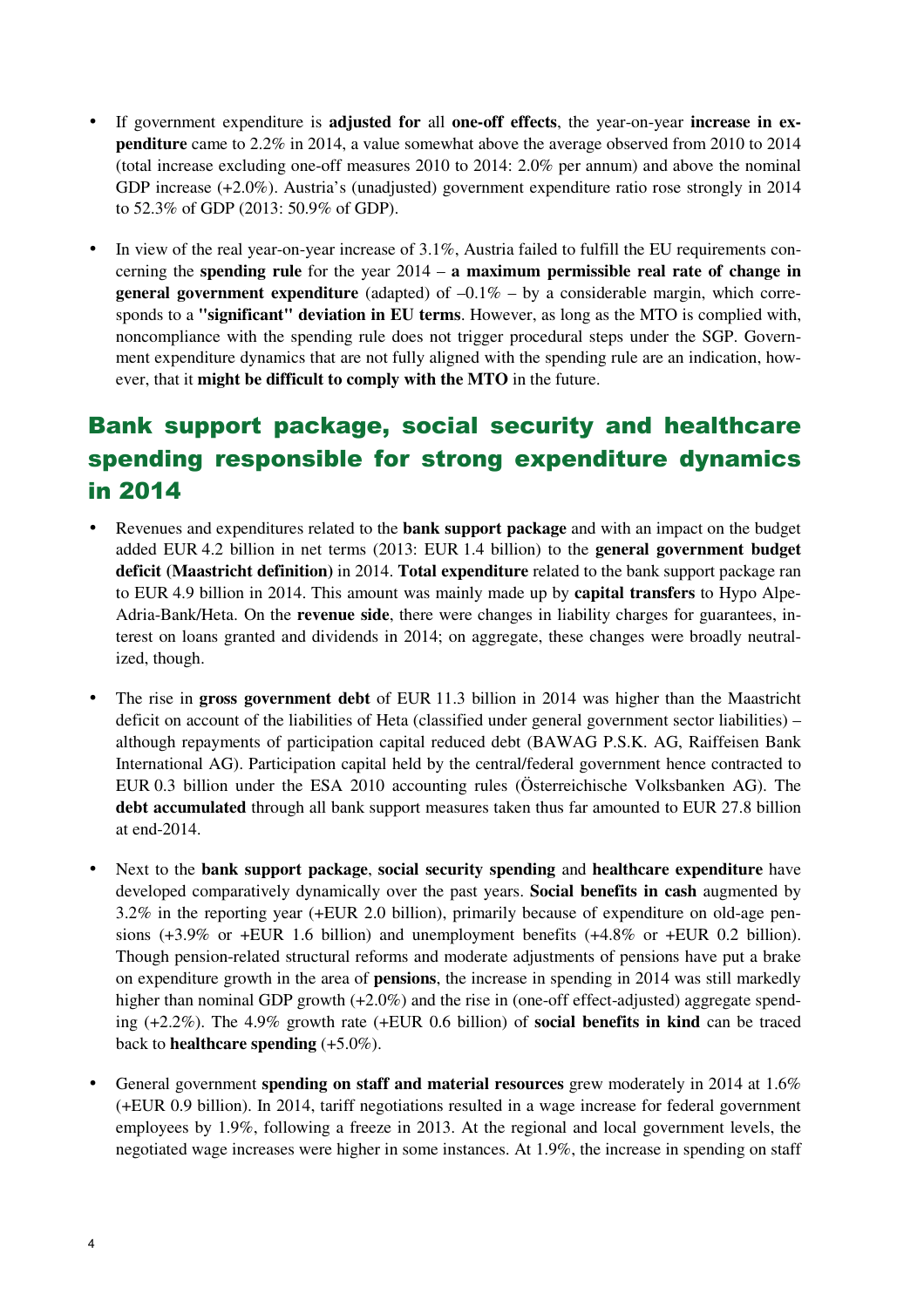- If government expenditure is **adjusted for** all **one-off effects**, the year-on-year **increase in expenditure** came to 2.2% in 2014, a value somewhat above the average observed from 2010 to 2014 (total increase excluding one-off measures 2010 to 2014: 2.0% per annum) and above the nominal GDP increase (+2.0%). Austria's (unadjusted) government expenditure ratio rose strongly in 2014 to 52.3% of GDP (2013: 50.9% of GDP).

- In view of the real year-on-year increase of 3.1%, Austria failed to fulfill the EU requirements concerning the **spending rule** for the year 2014 – **a maximum permissible real rate of change in general government expenditure** (adapted) of –0.1% – by a considerable margin, which corresponds to a **"significant" deviation in EU terms**. However, as long as the MTO is complied with, noncompliance with the spending rule does not trigger procedural steps under the SGP. Government expenditure dynamics that are not fully aligned with the spending rule are an indication, however, that it **might be difficult to comply with the MTO** in the future.

## Bank support package, social security and healthcare spending responsible for strong expenditure dynamics in 2014

- Revenues and expenditures related to the **bank support package** and with an impact on the budget added EUR 4.2 billion in net terms (2013: EUR 1.4 billion) to the **general government budget deficit (Maastricht definition)** in 2014. **Total expenditure** related to the bank support package ran to EUR 4.9 billion in 2014. This amount was mainly made up by **capital transfers** to Hypo Alpe-Adria-Bank/Heta. On the **revenue side**, there were changes in liability charges for guarantees, interest on loans granted and dividends in 2014; on aggregate, these changes were broadly neutralized, though.

- The rise in **gross government debt** of EUR 11.3 billion in 2014 was higher than the Maastricht deficit on account of the liabilities of Heta (classified under general government sector liabilities) – although repayments of participation capital reduced debt (BAWAG P.S.K. AG, Raiffeisen Bank International AG). Participation capital held by the central/federal government hence contracted to EUR 0.3 billion under the ESA 2010 accounting rules (Österreichische Volksbanken AG). The **debt accumulated** through all bank support measures taken thus far amounted to EUR 27.8 billion at end-2014.

- Next to the **bank support package**, **social security spending** and **healthcare expenditure** have developed comparatively dynamically over the past years. **Social benefits in cash** augmented by 3.2% in the reporting year (+EUR 2.0 billion), primarily because of expenditure on old-age pensions (+3.9% or +EUR 1.6 billion) and unemployment benefits (+4.8% or +EUR 0.2 billion). Though pension-related structural reforms and moderate adjustments of pensions have put a brake on expenditure growth in the area of **pensions**, the increase in spending in 2014 was still markedly higher than nominal GDP growth (+2.0%) and the rise in (one-off effect-adjusted) aggregate spending (+2.2%). The 4.9% growth rate (+EUR 0.6 billion) of **social benefits in kind** can be traced back to **healthcare spending** (+5.0%).

- General government **spending on staff and material resources** grew moderately in 2014 at 1.6% (+EUR 0.9 billion). In 2014, tariff negotiations resulted in a wage increase for federal government employees by 1.9%, following a freeze in 2013. At the regional and local government levels, the negotiated wage increases were higher in some instances. At 1.9%, the increase in spending on staff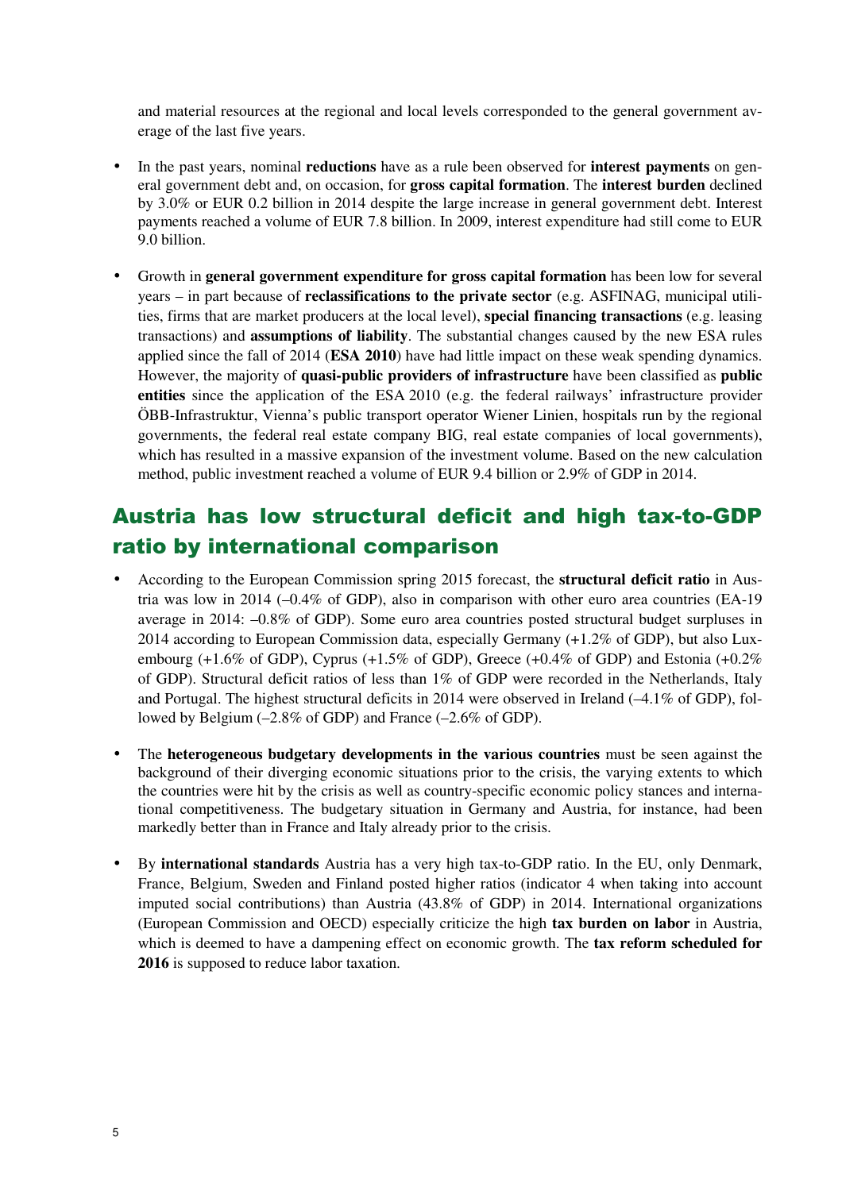and material resources at the regional and local levels corresponded to the general government average of the last five years.

- In the past years, nominal **reductions** have as a rule been observed for **interest payments** on general government debt and, on occasion, for **gross capital formation**. The **interest burden** declined by 3.0% or EUR 0.2 billion in 2014 despite the large increase in general government debt. Interest payments reached a volume of EUR 7.8 billion. In 2009, interest expenditure had still come to EUR 9.0 billion.

- Growth in **general government expenditure for gross capital formation** has been low for several years – in part because of **reclassifications to the private sector** (e.g. ASFINAG, municipal utilities, firms that are market producers at the local level), **special financing transactions** (e.g. leasing transactions) and **assumptions of liability**. The substantial changes caused by the new ESA rules applied since the fall of 2014 (**ESA 2010**) have had little impact on these weak spending dynamics. However, the majority of **quasi-public providers of infrastructure** have been classified as **public entities** since the application of the ESA 2010 (e.g. the federal railways' infrastructure provider ÖBB-Infrastruktur, Vienna's public transport operator Wiener Linien, hospitals run by the regional governments, the federal real estate company BIG, real estate companies of local governments), which has resulted in a massive expansion of the investment volume. Based on the new calculation method, public investment reached a volume of EUR 9.4 billion or 2.9% of GDP in 2014.

## Austria has low structural deficit and high tax-to-GDP ratio by international comparison

- According to the European Commission spring 2015 forecast, the **structural deficit ratio** in Austria was low in 2014 (–0.4% of GDP), also in comparison with other euro area countries (EA-19 average in 2014: –0.8% of GDP). Some euro area countries posted structural budget surpluses in 2014 according to European Commission data, especially Germany (+1.2% of GDP), but also Luxembourg (+1.6% of GDP), Cyprus (+1.5% of GDP), Greece (+0.4% of GDP) and Estonia (+0.2% of GDP). Structural deficit ratios of less than 1% of GDP were recorded in the Netherlands, Italy and Portugal. The highest structural deficits in 2014 were observed in Ireland (–4.1% of GDP), followed by Belgium (–2.8% of GDP) and France (–2.6% of GDP).

- The **heterogeneous budgetary developments in the various countries** must be seen against the background of their diverging economic situations prior to the crisis, the varying extents to which the countries were hit by the crisis as well as country-specific economic policy stances and international competitiveness. The budgetary situation in Germany and Austria, for instance, had been markedly better than in France and Italy already prior to the crisis.

- By **international standards** Austria has a very high tax-to-GDP ratio. In the EU, only Denmark, France, Belgium, Sweden and Finland posted higher ratios (indicator 4 when taking into account imputed social contributions) than Austria (43.8% of GDP) in 2014. International organizations (European Commission and OECD) especially criticize the high **tax burden on labor** in Austria, which is deemed to have a dampening effect on economic growth. The **tax reform scheduled for 2016** is supposed to reduce labor taxation.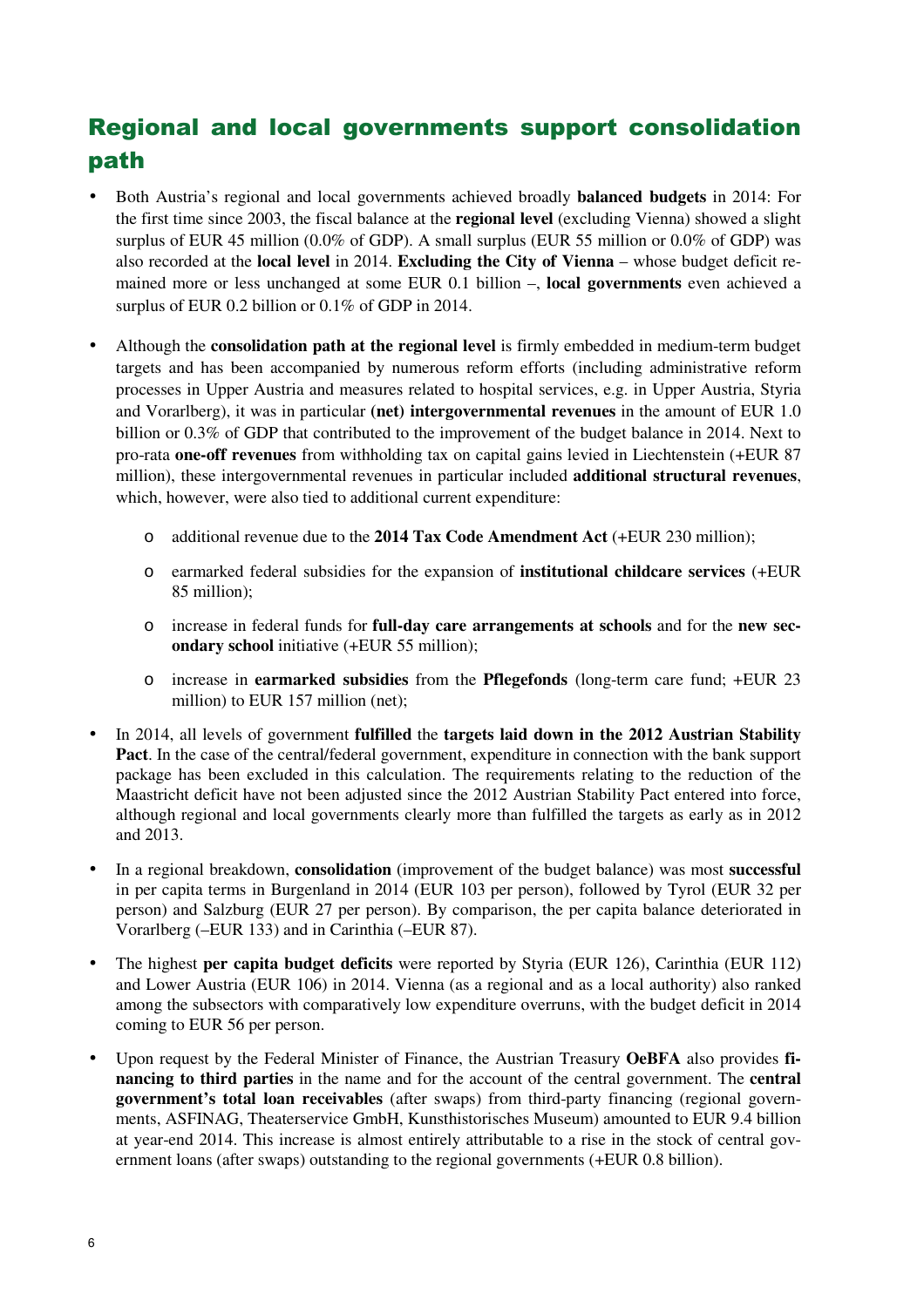## Regional and local governments support consolidation path

- Both Austria's regional and local governments achieved broadly **balanced budgets** in 2014: For the first time since 2003, the fiscal balance at the **regional level** (excluding Vienna) showed a slight surplus of EUR 45 million (0.0% of GDP). A small surplus (EUR 55 million or 0.0% of GDP) was also recorded at the **local level** in 2014. **Excluding the City of Vienna** – whose budget deficit remained more or less unchanged at some EUR 0.1 billion –, **local governments** even achieved a surplus of EUR 0.2 billion or 0.1% of GDP in 2014.

- Although the **consolidation path at the regional level** is firmly embedded in medium-term budget targets and has been accompanied by numerous reform efforts (including administrative reform processes in Upper Austria and measures related to hospital services, e.g. in Upper Austria, Styria and Vorarlberg), it was in particular **(net) intergovernmental revenues** in the amount of EUR 1.0 billion or 0.3% of GDP that contributed to the improvement of the budget balance in 2014. Next to pro-rata **one-off revenues** from withholding tax on capital gains levied in Liechtenstein (+EUR 87 million), these intergovernmental revenues in particular included **additional structural revenues**, which, however, were also tied to additional current expenditure:

    - additional revenue due to the **2014 Tax Code Amendment Act** (+EUR 230 million);
    - earmarked federal subsidies for the expansion of **institutional childcare services** (+EUR 85 million);
    - increase in federal funds for **full-day care arrangements at schools** and for the **new secondary school** initiative (+EUR 55 million);
    - increase in **earmarked subsidies** from the **Pflegefonds** (long-term care fund; +EUR 23 million) to EUR 157 million (net);

- In 2014, all levels of government **fulfilled** the **targets laid down in the 2012 Austrian Stability Pact**. In the case of the central/federal government, expenditure in connection with the bank support package has been excluded in this calculation. The requirements relating to the reduction of the Maastricht deficit have not been adjusted since the 2012 Austrian Stability Pact entered into force, although regional and local governments clearly more than fulfilled the targets as early as in 2012 and 2013.

- In a regional breakdown, **consolidation** (improvement of the budget balance) was most **successful** in per capita terms in Burgenland in 2014 (EUR 103 per person), followed by Tyrol (EUR 32 per person) and Salzburg (EUR 27 per person). By comparison, the per capita balance deteriorated in Vorarlberg (–EUR 133) and in Carinthia (–EUR 87).

- The highest **per capita budget deficits** were reported by Styria (EUR 126), Carinthia (EUR 112) and Lower Austria (EUR 106) in 2014. Vienna (as a regional and as a local authority) also ranked among the subsectors with comparatively low expenditure overruns, with the budget deficit in 2014 coming to EUR 56 per person.

- Upon request by the Federal Minister of Finance, the Austrian Treasury **OeBFA** also provides **financing to third parties** in the name and for the account of the central government. The **central government's total loan receivables** (after swaps) from third-party financing (regional governments, ASFINAG, Theaterservice GmbH, Kunsthistorisches Museum) amounted to EUR 9.4 billion at year-end 2014. This increase is almost entirely attributable to a rise in the stock of central government loans (after swaps) outstanding to the regional governments (+EUR 0.8 billion).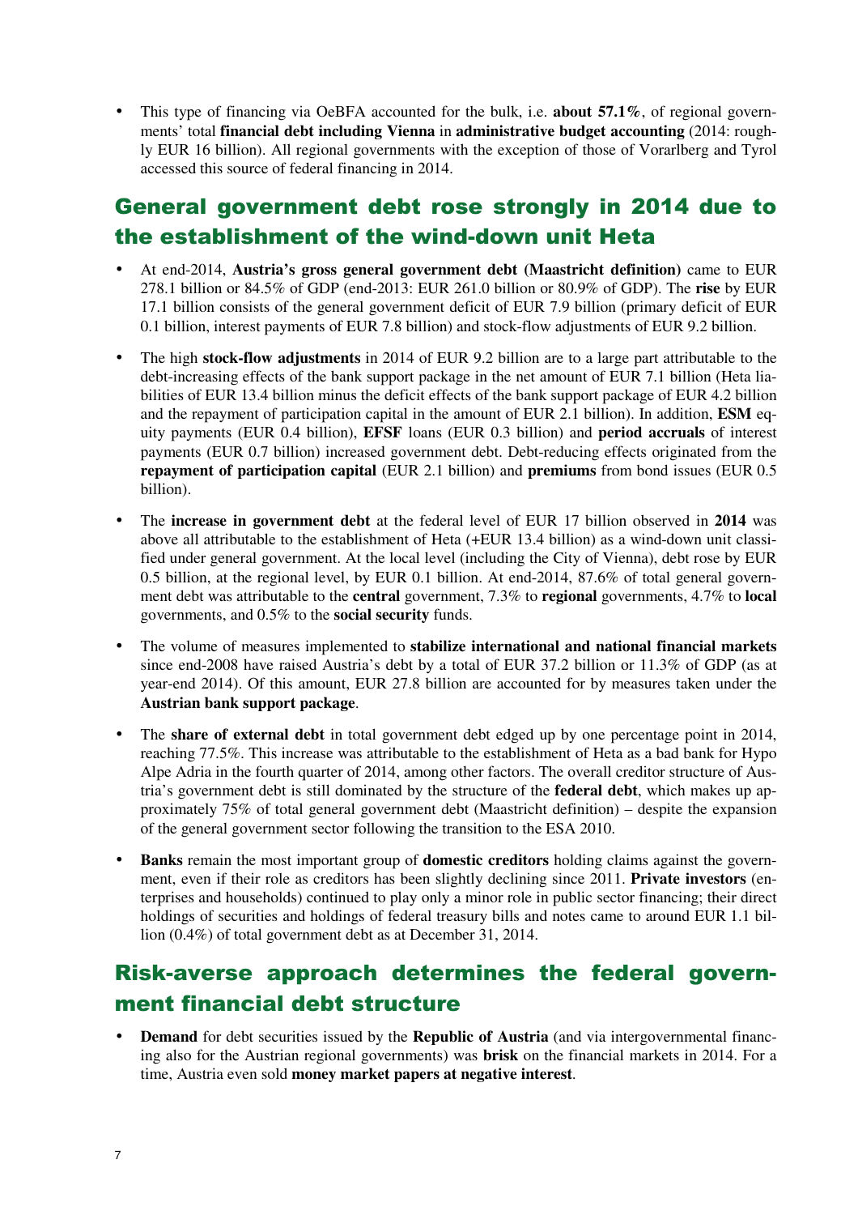- This type of financing via OeBFA accounted for the bulk, i.e. **about 57.1%**, of regional governments' total **financial debt including Vienna** in **administrative budget accounting** (2014: roughly EUR 16 billion). All regional governments with the exception of those of Vorarlberg and Tyrol accessed this source of federal financing in 2014.

## General government debt rose strongly in 2014 due to the establishment of the wind-down unit Heta

- At end-2014, **Austria's gross general government debt (Maastricht definition)** came to EUR 278.1 billion or 84.5% of GDP (end-2013: EUR 261.0 billion or 80.9% of GDP). The **rise** by EUR 17.1 billion consists of the general government deficit of EUR 7.9 billion (primary deficit of EUR 0.1 billion, interest payments of EUR 7.8 billion) and stock-flow adjustments of EUR 9.2 billion.

- The high **stock-flow adjustments** in 2014 of EUR 9.2 billion are to a large part attributable to the debt-increasing effects of the bank support package in the net amount of EUR 7.1 billion (Heta liabilities of EUR 13.4 billion minus the deficit effects of the bank support package of EUR 4.2 billion and the repayment of participation capital in the amount of EUR 2.1 billion). In addition, **ESM** equity payments (EUR 0.4 billion), **EFSF** loans (EUR 0.3 billion) and **period accruals** of interest payments (EUR 0.7 billion) increased government debt. Debt-reducing effects originated from the **repayment of participation capital** (EUR 2.1 billion) and **premiums** from bond issues (EUR 0.5 billion).

- The **increase in government debt** at the federal level of EUR 17 billion observed in **2014** was above all attributable to the establishment of Heta (+EUR 13.4 billion) as a wind-down unit classified under general government. At the local level (including the City of Vienna), debt rose by EUR 0.5 billion, at the regional level, by EUR 0.1 billion. At end-2014, 87.6% of total general government debt was attributable to the **central** government, 7.3% to **regional** governments, 4.7% to **local** governments, and 0.5% to the **social security** funds.

- The volume of measures implemented to **stabilize international and national financial markets** since end-2008 have raised Austria's debt by a total of EUR 37.2 billion or 11.3% of GDP (as at year-end 2014). Of this amount, EUR 27.8 billion are accounted for by measures taken under the **Austrian bank support package**.

- The **share of external debt** in total government debt edged up by one percentage point in 2014, reaching 77.5%. This increase was attributable to the establishment of Heta as a bad bank for Hypo Alpe Adria in the fourth quarter of 2014, among other factors. The overall creditor structure of Austria's government debt is still dominated by the structure of the **federal debt**, which makes up approximately 75% of total general government debt (Maastricht definition) – despite the expansion of the general government sector following the transition to the ESA 2010.

- **Banks** remain the most important group of **domestic creditors** holding claims against the government, even if their role as creditors has been slightly declining since 2011. **Private investors** (enterprises and households) continued to play only a minor role in public sector financing; their direct holdings of securities and holdings of federal treasury bills and notes came to around EUR 1.1 billion (0.4%) of total government debt as at December 31, 2014.

## Risk-averse approach determines the federal government financial debt structure

- **Demand** for debt securities issued by the **Republic of Austria** (and via intergovernmental financing also for the Austrian regional governments) was **brisk** on the financial markets in 2014. For a time, Austria even sold **money market papers at negative interest**.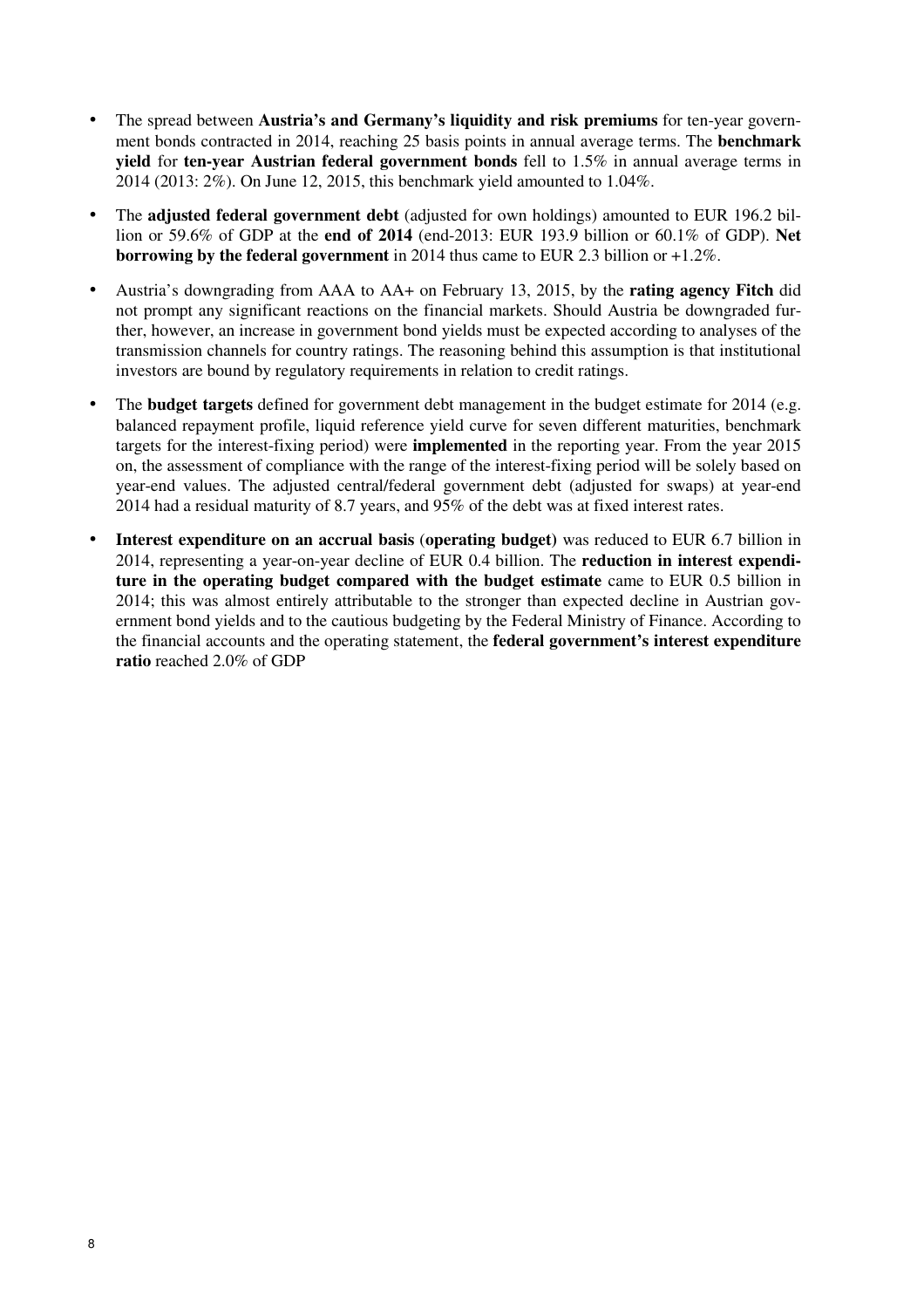- The spread between **Austria's and Germany's liquidity and risk premiums** for ten-year government bonds contracted in 2014, reaching 25 basis points in annual average terms. The **benchmark yield** for **ten-year Austrian federal government bonds** fell to 1.5% in annual average terms in 2014 (2013: 2%). On June 12, 2015, this benchmark yield amounted to 1.04%.
- The **adjusted federal government debt** (adjusted for own holdings) amounted to EUR 196.2 billion or 59.6% of GDP at the **end of 2014** (end-2013: EUR 193.9 billion or 60.1% of GDP). **Net borrowing by the federal government** in 2014 thus came to EUR 2.3 billion or +1.2%.
- Austria's downgrading from AAA to AA+ on February 13, 2015, by the **rating agency Fitch** did not prompt any significant reactions on the financial markets. Should Austria be downgraded further, however, an increase in government bond yields must be expected according to analyses of the transmission channels for country ratings. The reasoning behind this assumption is that institutional investors are bound by regulatory requirements in relation to credit ratings.
- The **budget targets** defined for government debt management in the budget estimate for 2014 (e.g. balanced repayment profile, liquid reference yield curve for seven different maturities, benchmark targets for the interest-fixing period) were **implemented** in the reporting year. From the year 2015 on, the assessment of compliance with the range of the interest-fixing period will be solely based on year-end values. The adjusted central/federal government debt (adjusted for swaps) at year-end 2014 had a residual maturity of 8.7 years, and 95% of the debt was at fixed interest rates.
- **Interest expenditure on an accrual basis** (**operating budget**) was reduced to EUR 6.7 billion in 2014, representing a year-on-year decline of EUR 0.4 billion. The **reduction in interest expenditure in the operating budget compared with the budget estimate** came to EUR 0.5 billion in 2014; this was almost entirely attributable to the stronger than expected decline in Austrian government bond yields and to the cautious budgeting by the Federal Ministry of Finance. According to the financial accounts and the operating statement, the **federal government's interest expenditure ratio** reached 2.0% of GDP